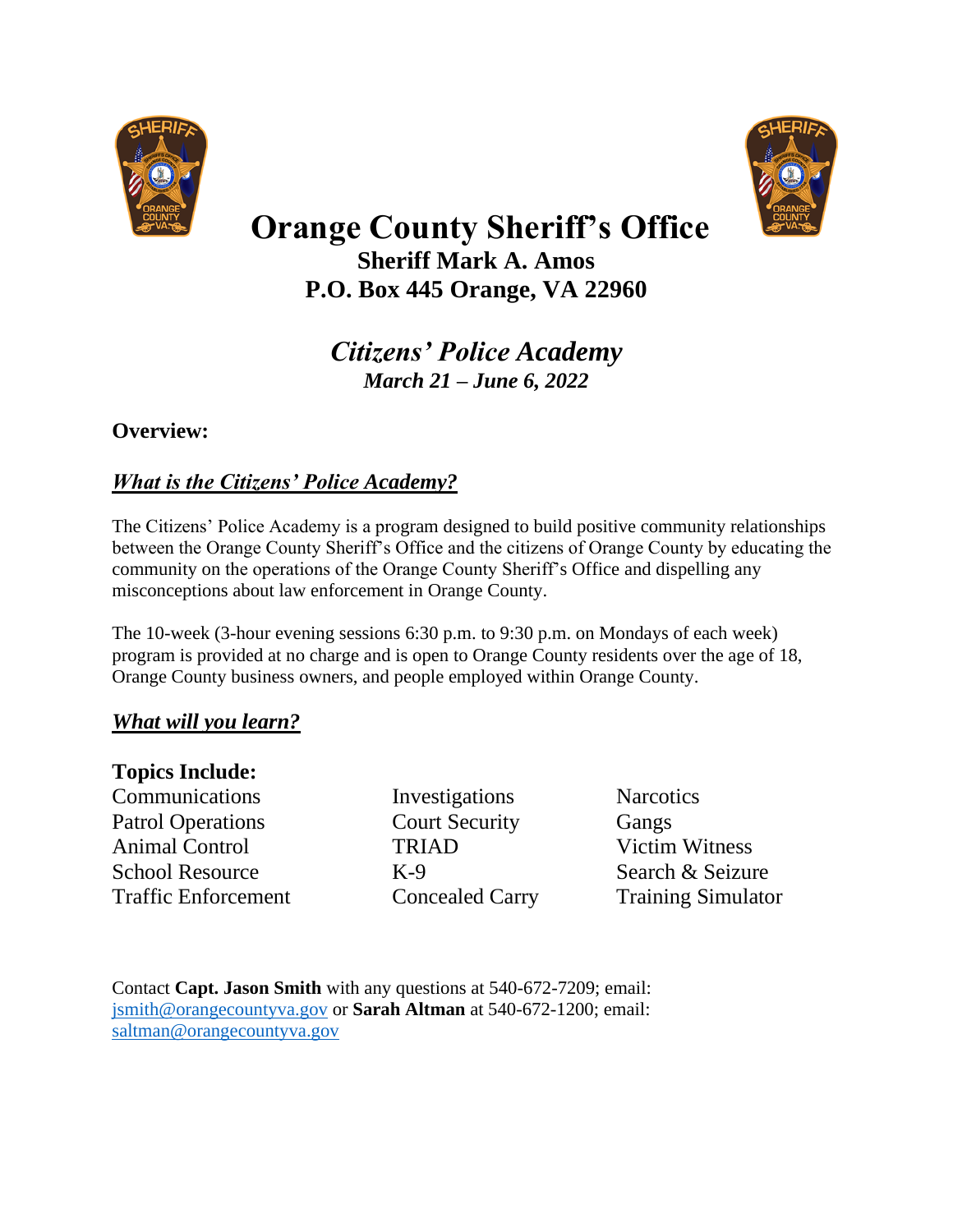# Orange County Sheriff's Office

**Sheriff Mark A. Amos**

**P.O. Box 445 Orange, VA 22960**

## *Citizens' Police Academy*

***March 21 – June 6, 2022***

**Overview:**

### ***What is the Citizens' Police Academy?***

The Citizens' Police Academy is a program designed to build positive community relationships between the Orange County Sheriff's Office and the citizens of Orange County by educating the community on the operations of the Orange County Sheriff's Office and dispelling any misconceptions about law enforcement in Orange County.

The 10-week (3-hour evening sessions 6:30 p.m. to 9:30 p.m. on Mondays of each week) program is provided at no charge and is open to Orange County residents over the age of 18, Orange County business owners, and people employed within Orange County.

### ***What will you learn?***

**Topics Include:**

- Communications
- Patrol Operations
- Animal Control
- School Resource
- Traffic Enforcement
- Investigations
- Court Security
- TRIAD
- K-9
- Concealed Carry
- Narcotics
- Gangs
- Victim Witness
- Search & Seizure
- Training Simulator

Contact **Capt. Jason Smith** with any questions at 540-672-7209; email: jsmith@orangecountyva.gov or **Sarah Altman** at 540-672-1200; email: saltman@orangecountyva.gov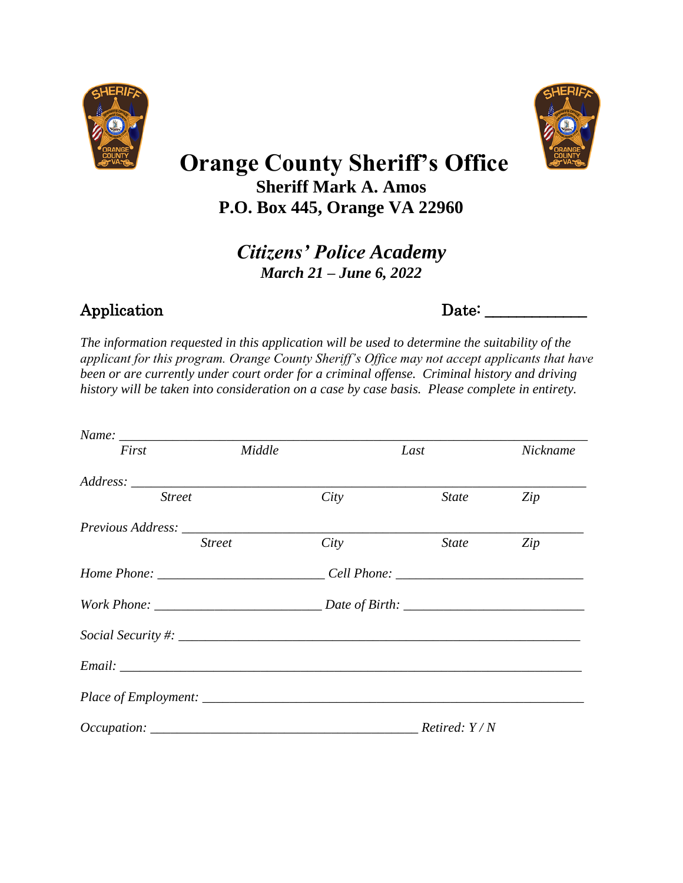# Orange County Sheriff's Office

**Sheriff Mark A. Amos**

**P.O. Box 445, Orange VA 22960**

## *Citizens' Police Academy*

***March 21 – June 6, 2022***

Application                                                            Date: ____________

*The information requested in this application will be used to determine the suitability of the applicant for this program. Orange County Sheriff's Office may not accept applicants that have been or are currently under court order for a criminal offense. Criminal history and driving history will be taken into consideration on a case by case basis. Please complete in entirety.*

*Name:* ______________________________________________________________________

*First*                    *Middle*                    *Last*                    *Nickname*

*Address:* ____________________________________________________________________

*Street*                    *City*                    *State*                    *Zip*

*Previous Address:* _____________________________________________________________

*Street*                    *City*                    *State*                    *Zip*

*Home Phone:* _________________________ *Cell Phone:* ____________________________

*Work Phone:* _________________________ *Date of Birth:* __________________________

*Social Security #:* _____________________________________________________________

*Email:* _______________________________________________________________________

*Place of Employment:* __________________________________________________________

*Occupation:* ________________________________________ *Retired: Y / N*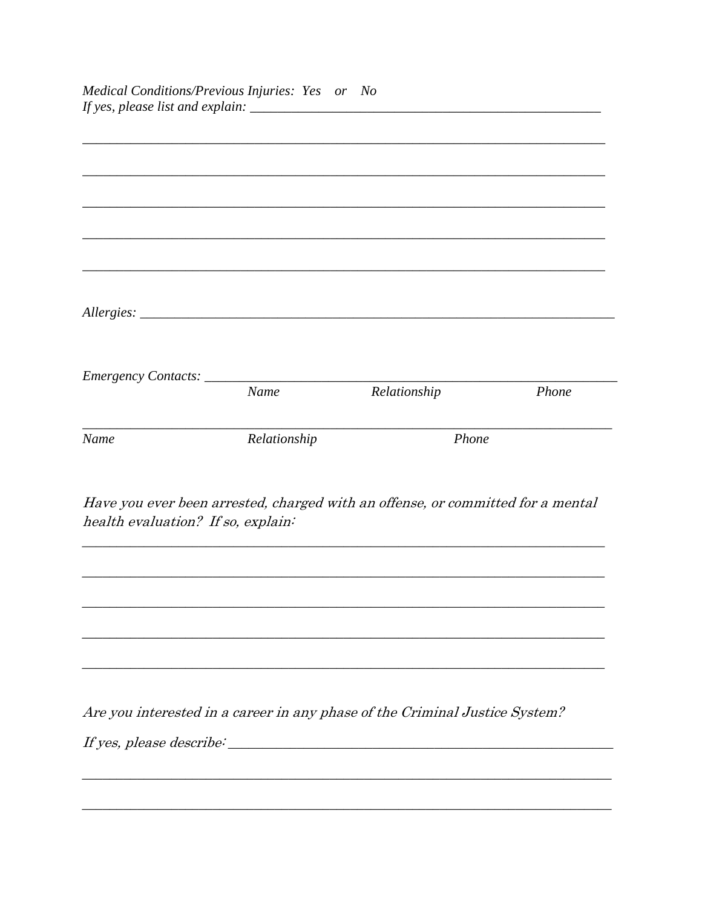*Medical Conditions/Previous Injuries: Yes or No*
*If yes, please list and explain:* ______________________________________________________

______________________________________________________________________________

______________________________________________________________________________

______________________________________________________________________________

______________________________________________________________________________

______________________________________________________________________________

*Allergies:* ____________________________________________________________________

*Emergency Contacts:* ___________________________________________________________
*Name* *Relationship* *Phone*

______________________________________________________________________________
*Name* *Relationship* *Phone*

*Have you ever been arrested, charged with an offense, or committed for a mental health evaluation? If so, explain:*

______________________________________________________________________________

______________________________________________________________________________

______________________________________________________________________________

______________________________________________________________________________

______________________________________________________________________________

*Are you interested in a career in any phase of the Criminal Justice System?*

*If yes, please describe:* _________________________________________________________

______________________________________________________________________________

______________________________________________________________________________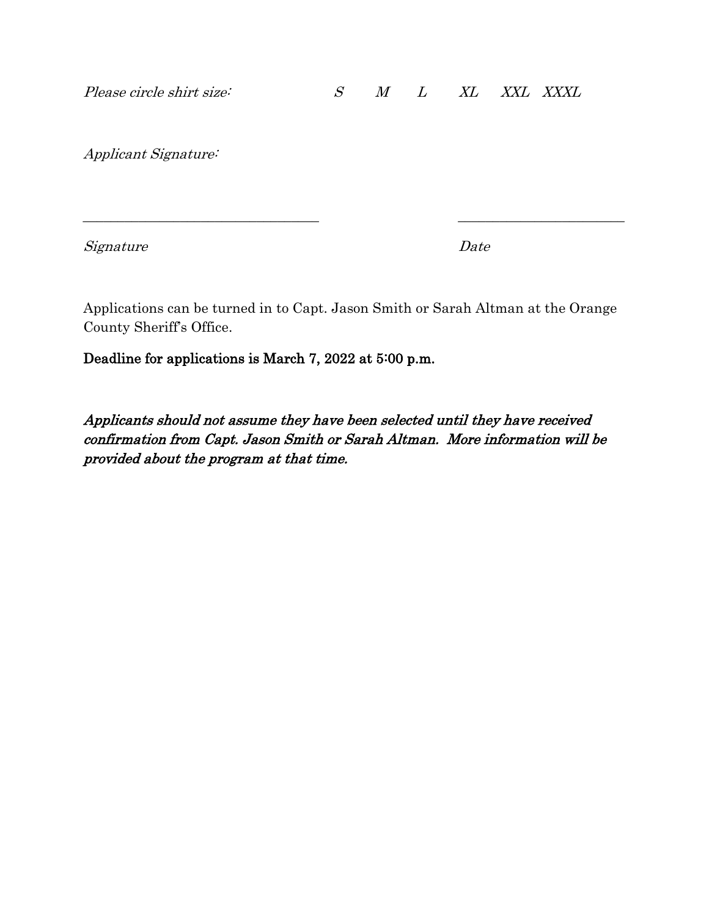*Please circle shirt size:* *S* *M* *L* *XL* *XXL* *XXXL*

*Applicant Signature:*

\_\_\_\_\_\_\_\_\_\_\_\_\_\_\_\_\_\_\_\_\_\_\_\_\_\_\_\_\_\_\_\_\_\_ \_\_\_\_\_\_\_\_\_\_\_\_\_\_\_\_\_\_\_\_\_\_\_\_

*Signature* *Date*

Applications can be turned in to Capt. Jason Smith or Sarah Altman at the Orange County Sheriff's Office.

**Deadline for applications is March 7, 2022 at 5:00 p.m.**

***Applicants should not assume they have been selected until they have received confirmation from Capt. Jason Smith or Sarah Altman. More information will be provided about the program at that time.***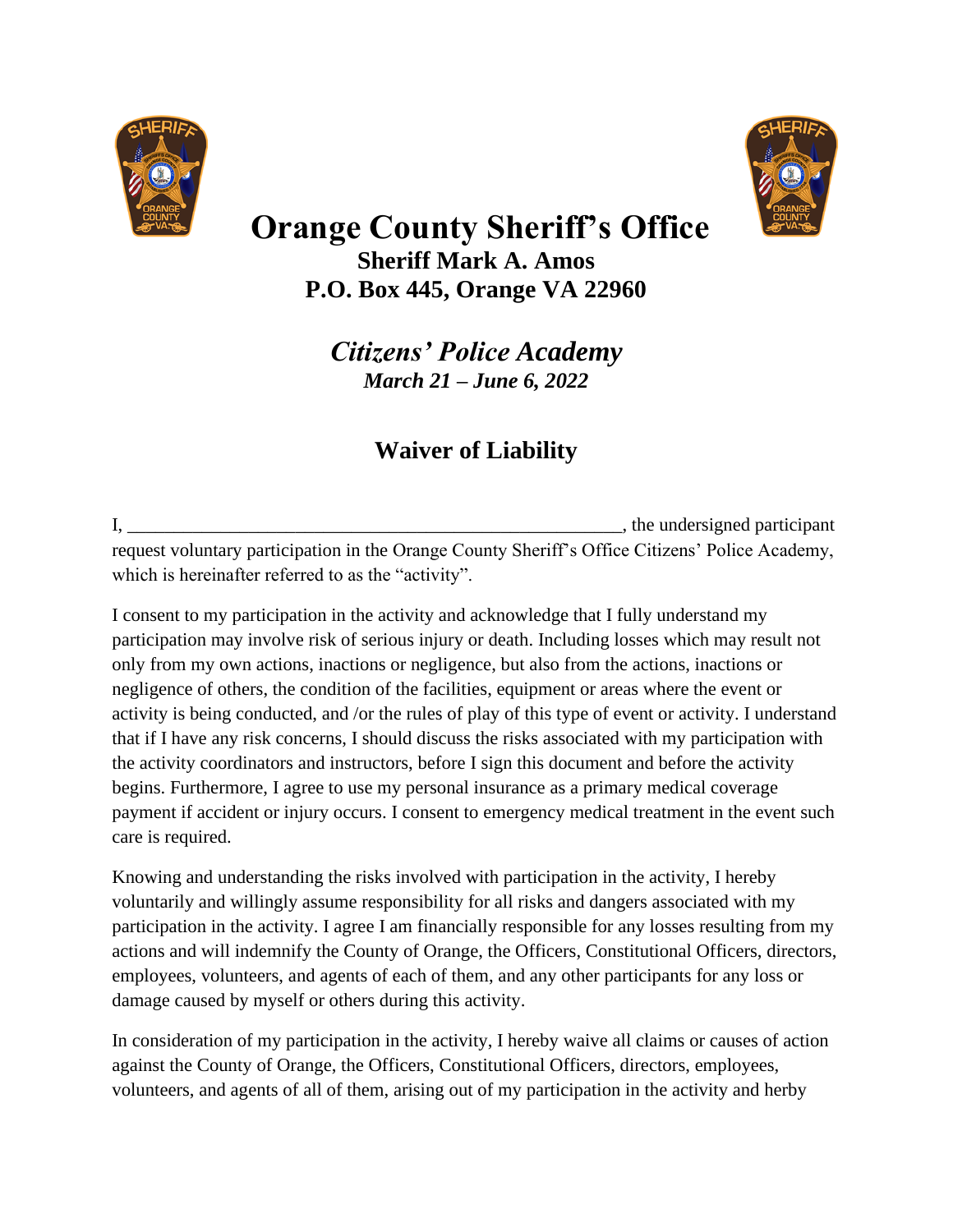# Orange County Sheriff's Office

**Sheriff Mark A. Amos**
**P.O. Box 445, Orange VA 22960**

***Citizens' Police Academy***
***March 21 – June 6, 2022***

## Waiver of Liability

I, _____________________________________________________, the undersigned participant request voluntary participation in the Orange County Sheriff's Office Citizens' Police Academy, which is hereinafter referred to as the "activity".

I consent to my participation in the activity and acknowledge that I fully understand my participation may involve risk of serious injury or death. Including losses which may result not only from my own actions, inactions or negligence, but also from the actions, inactions or negligence of others, the condition of the facilities, equipment or areas where the event or activity is being conducted, and /or the rules of play of this type of event or activity. I understand that if I have any risk concerns, I should discuss the risks associated with my participation with the activity coordinators and instructors, before I sign this document and before the activity begins. Furthermore, I agree to use my personal insurance as a primary medical coverage payment if accident or injury occurs. I consent to emergency medical treatment in the event such care is required.

Knowing and understanding the risks involved with participation in the activity, I hereby voluntarily and willingly assume responsibility for all risks and dangers associated with my participation in the activity. I agree I am financially responsible for any losses resulting from my actions and will indemnify the County of Orange, the Officers, Constitutional Officers, directors, employees, volunteers, and agents of each of them, and any other participants for any loss or damage caused by myself or others during this activity.

In consideration of my participation in the activity, I hereby waive all claims or causes of action against the County of Orange, the Officers, Constitutional Officers, directors, employees, volunteers, and agents of all of them, arising out of my participation in the activity and herby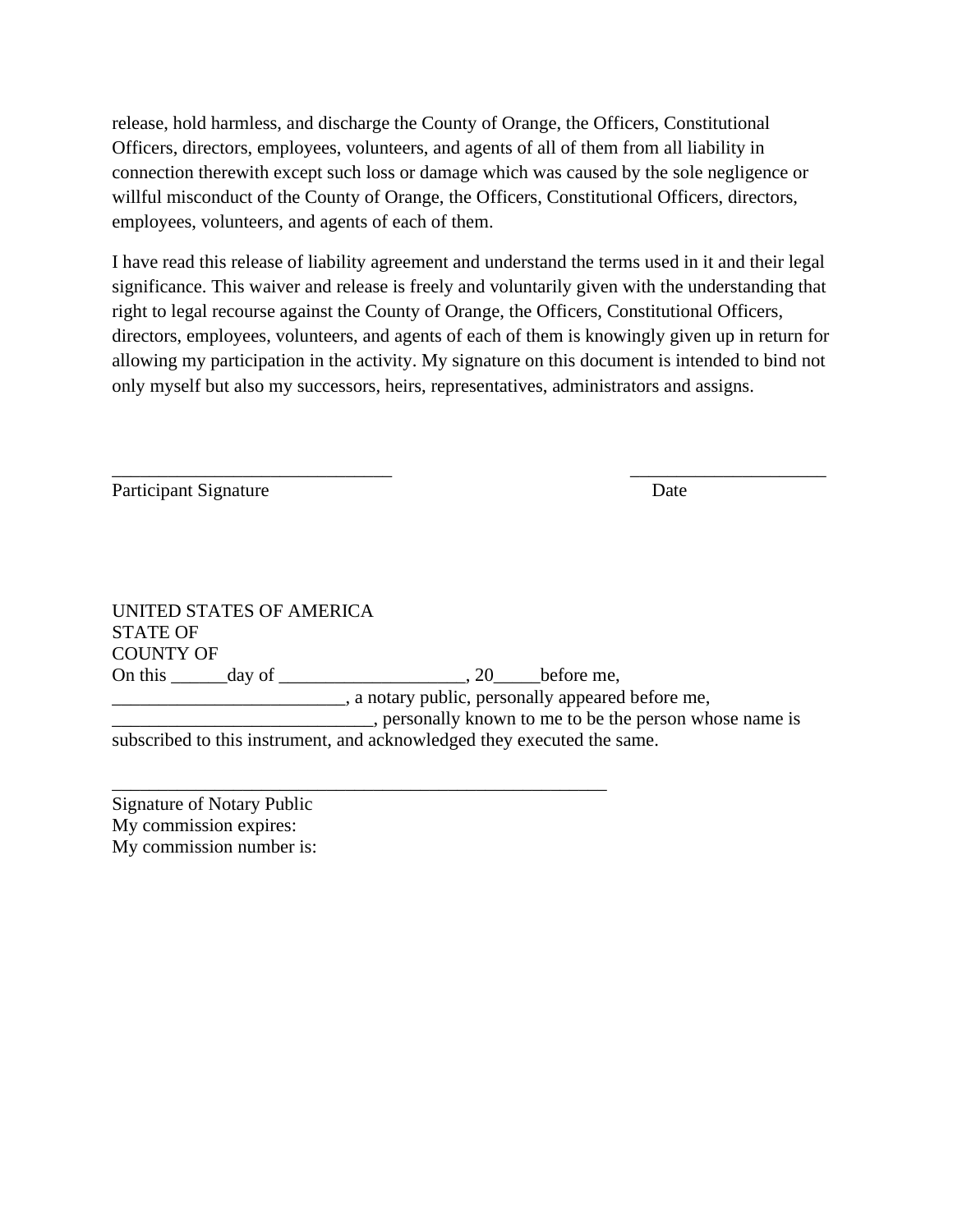release, hold harmless, and discharge the County of Orange, the Officers, Constitutional Officers, directors, employees, volunteers, and agents of all of them from all liability in connection therewith except such loss or damage which was caused by the sole negligence or willful misconduct of the County of Orange, the Officers, Constitutional Officers, directors, employees, volunteers, and agents of each of them.

I have read this release of liability agreement and understand the terms used in it and their legal significance. This waiver and release is freely and voluntarily given with the understanding that right to legal recourse against the County of Orange, the Officers, Constitutional Officers, directors, employees, volunteers, and agents of each of them is knowingly given up in return for allowing my participation in the activity. My signature on this document is intended to bind not only myself but also my successors, heirs, representatives, administrators and assigns.

_______________________________ ______________________
Participant Signature Date

UNITED STATES OF AMERICA
STATE OF
COUNTY OF
On this ______day of ____________________, 20_____before me,
_________________________, a notary public, personally appeared before me,
____________________________, personally known to me to be the person whose name is subscribed to this instrument, and acknowledged they executed the same.

_______________________________________________________
Signature of Notary Public
My commission expires:
My commission number is: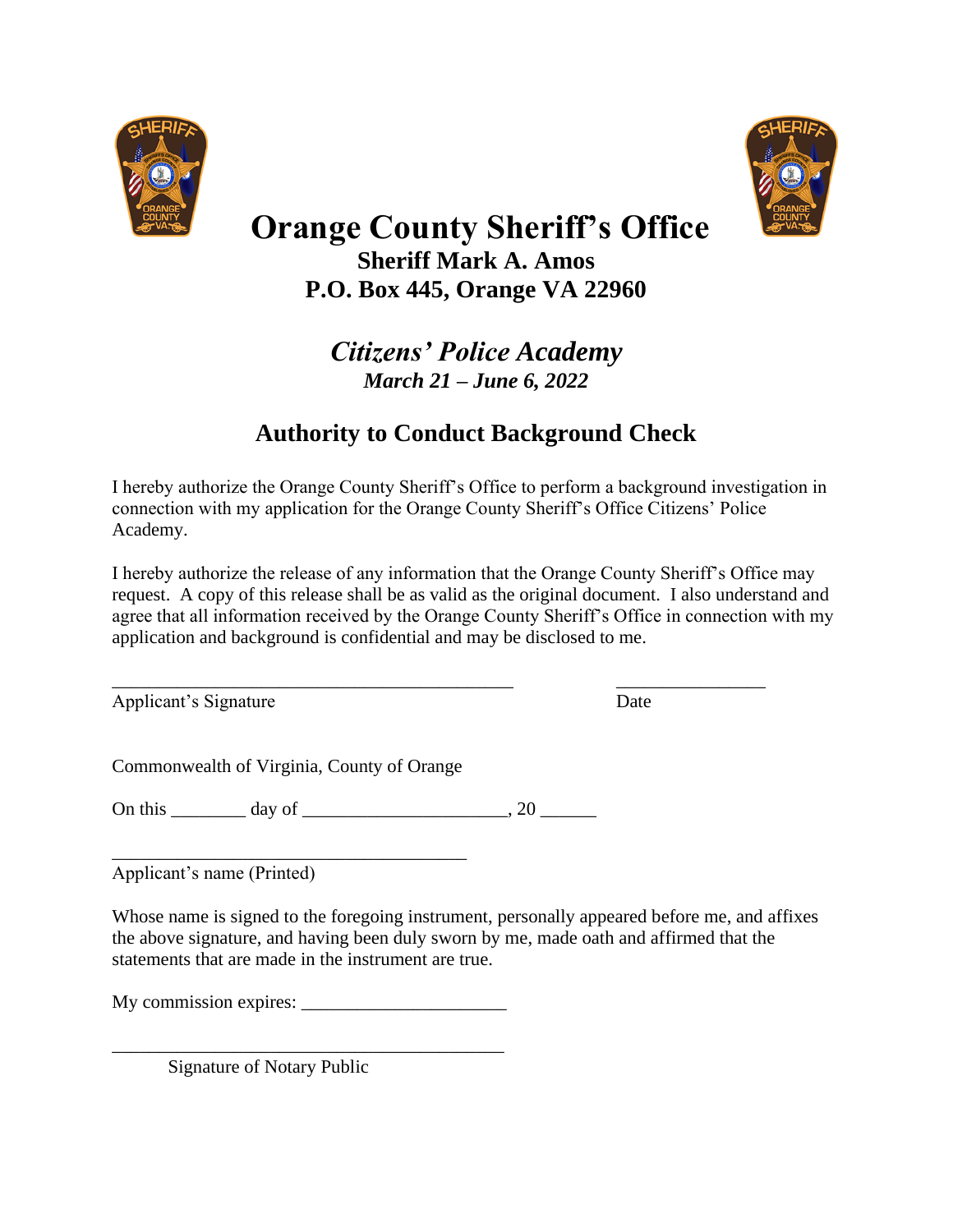# Orange County Sheriff's Office

**Sheriff Mark A. Amos**

**P.O. Box 445, Orange VA 22960**

***Citizens' Police Academy***

***March 21 – June 6, 2022***

## Authority to Conduct Background Check

I hereby authorize the Orange County Sheriff's Office to perform a background investigation in connection with my application for the Orange County Sheriff's Office Citizens' Police Academy.

I hereby authorize the release of any information that the Orange County Sheriff's Office may request. A copy of this release shall be as valid as the original document. I also understand and agree that all information received by the Orange County Sheriff's Office in connection with my application and background is confidential and may be disclosed to me.

___________________________________________ ________________

Applicant's Signature Date

Commonwealth of Virginia, County of Orange

On this ________ day of _____________________, 20 ______

______________________________________

Applicant's name (Printed)

Whose name is signed to the foregoing instrument, personally appeared before me, and affixes the above signature, and having been duly sworn by me, made oath and affirmed that the statements that are made in the instrument are true.

My commission expires: ______________________

__________________________________________

Signature of Notary Public